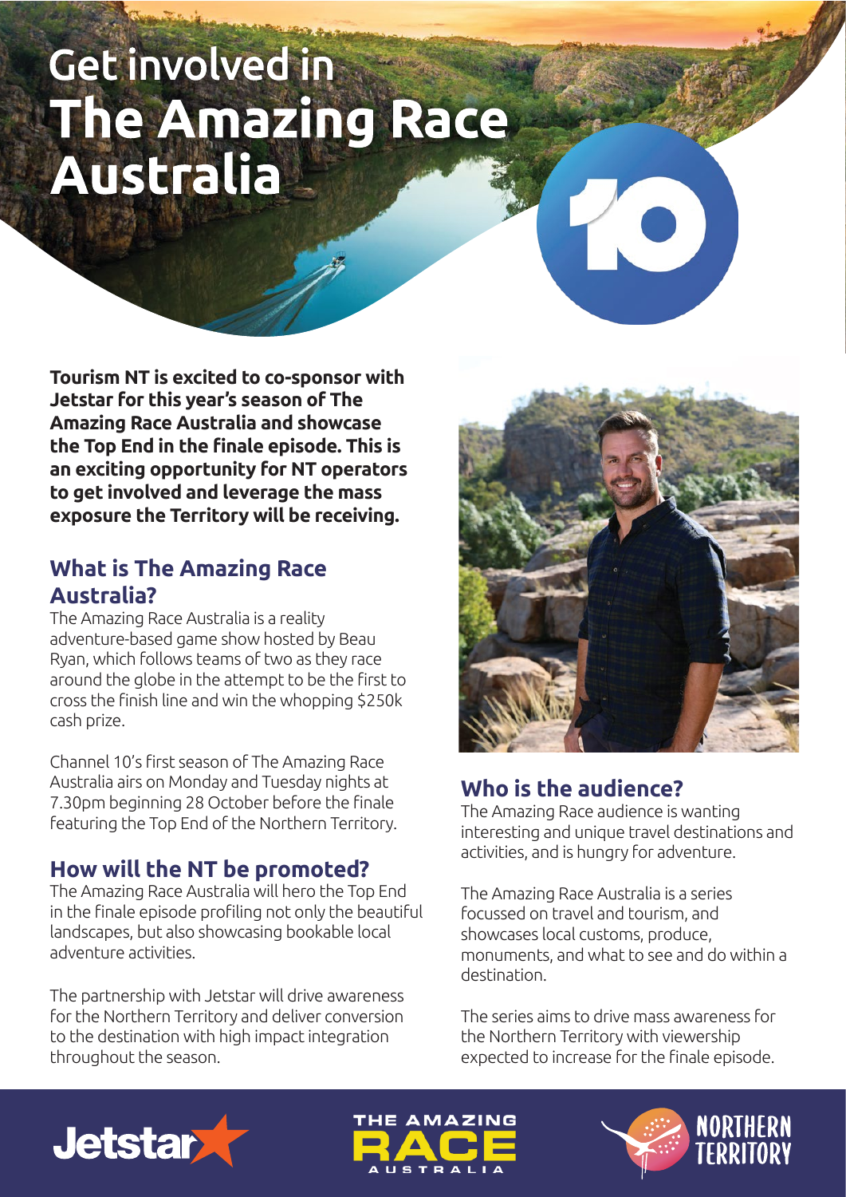# Get involved in **The Amazing Race Australia**

**Tourism NT is excited to co-sponsor with Jetstar for this year's season of The Amazing Race Australia and showcase the Top End in the finale episode. This is an exciting opportunity for NT operators to get involved and leverage the mass exposure the Territory will be receiving.**

## What is The Amazing Race Australia?

The Amazing Race Australia is a reality adventure-based game show hosted by Beau Ryan, which follows teams of two as they race around the globe in the attempt to be the first to cross the finish line and win the whopping $250k cash prize.

Channel 10's first season of The Amazing Race Australia airs on Monday and Tuesday nights at 7.30pm beginning 28 October before the finale featuring the Top End of the Northern Territory.

## How will the NT be promoted?

The Amazing Race Australia will hero the Top End in the finale episode profiling not only the beautiful landscapes, but also showcasing bookable local adventure activities.

The partnership with Jetstar will drive awareness for the Northern Territory and deliver conversion to the destination with high impact integration throughout the season.

## Who is the audience?

The Amazing Race audience is wanting interesting and unique travel destinations and activities, and is hungry for adventure.

The Amazing Race Australia is a series focussed on travel and tourism, and showcases local customs, produce, monuments, and what to see and do within a destination.

The series aims to drive mass awareness for the Northern Territory with viewership expected to increase for the finale episode.

Jetstar | THE AMAZING RACE AUSTRALIA | NORTHERN TERRITORY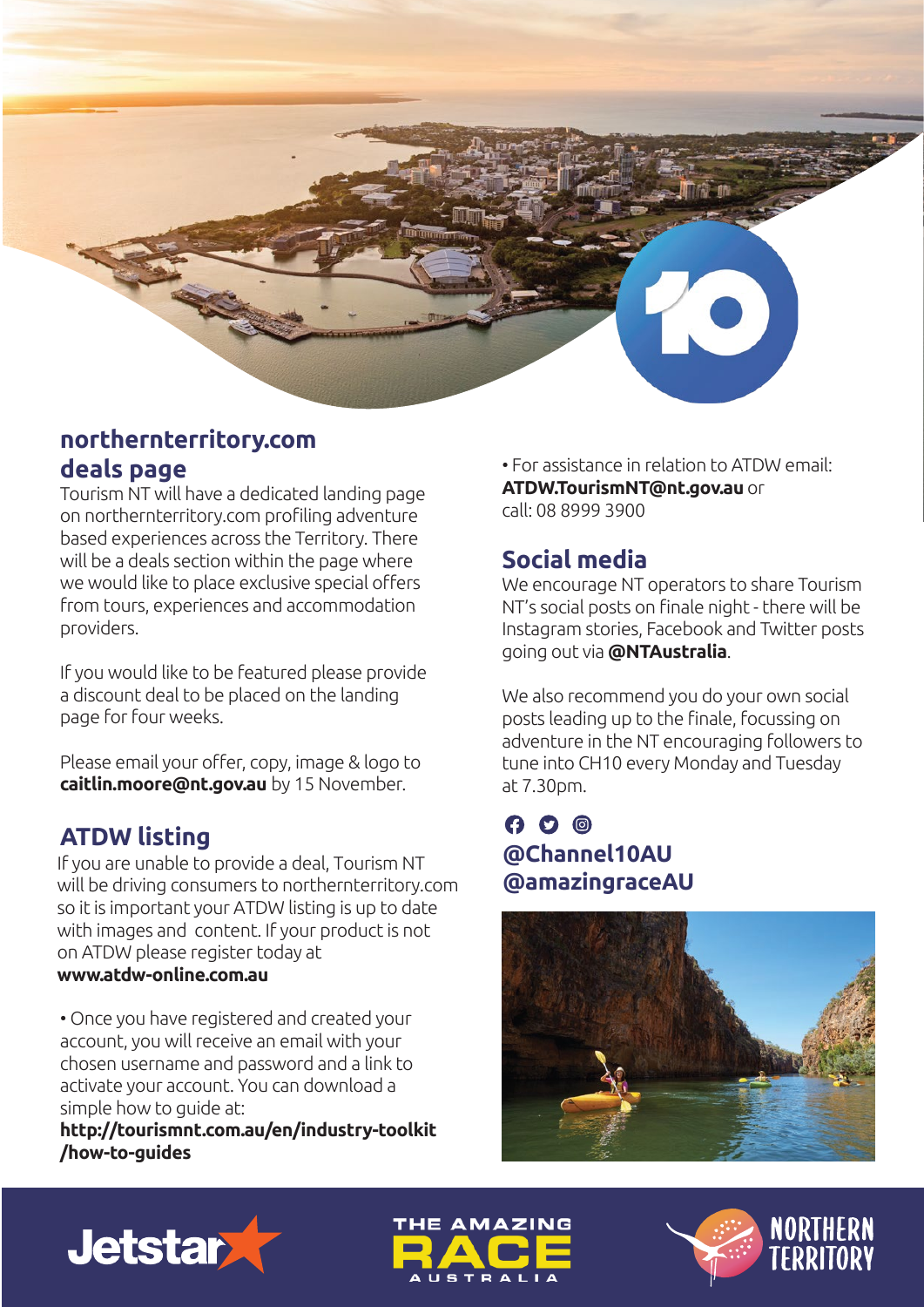## northernterritory.com deals page

Tourism NT will have a dedicated landing page on northernterritory.com profiling adventure based experiences across the Territory. There will be a deals section within the page where we would like to place exclusive special offers from tours, experiences and accommodation providers.

If you would like to be featured please provide a discount deal to be placed on the landing page for four weeks.

Please email your offer, copy, image & logo to **caitlin.moore@nt.gov.au** by 15 November.

## ATDW listing

If you are unable to provide a deal, Tourism NT will be driving consumers to northernterritory.com so it is important your ATDW listing is up to date with images and content. If your product is not on ATDW please register today at **www.atdw-online.com.au**

- Once you have registered and created your account, you will receive an email with your chosen username and password and a link to activate your account. You can download a simple how to guide at: **http://tourismnt.com.au/en/industry-toolkit/how-to-guides**
- For assistance in relation to ATDW email: **ATDW.TourismNT@nt.gov.au** or call: 08 8999 3900

## Social media

We encourage NT operators to share Tourism NT's social posts on finale night - there will be Instagram stories, Facebook and Twitter posts going out via **@NTAustralia**.

We also recommend you do your own social posts leading up to the finale, focussing on adventure in the NT encouraging followers to tune into CH10 every Monday and Tuesday at 7.30pm.

**@Channel10AU**
**@amazingraceAU**